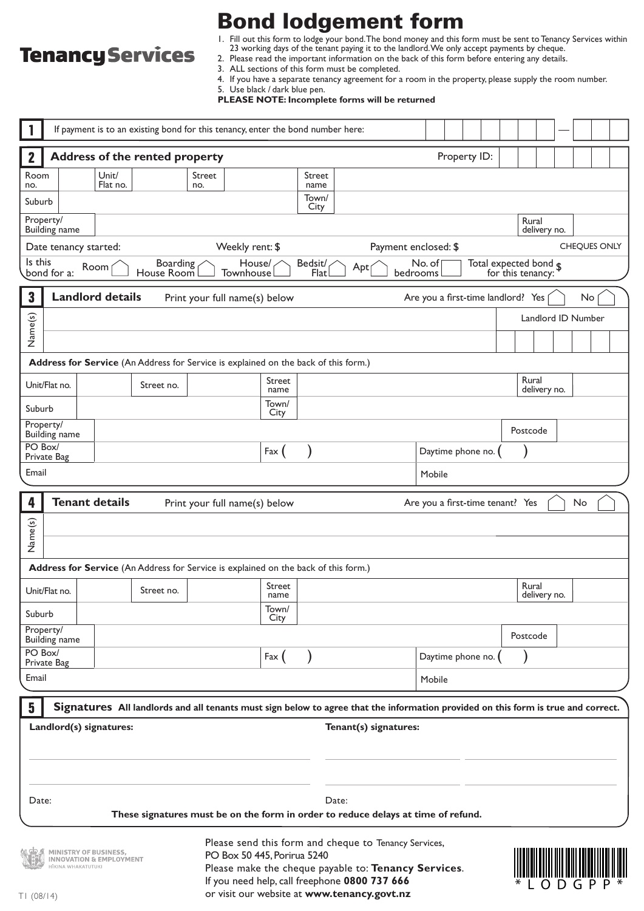**Tenancy Services**

# Bond lodgement form

1. Fill out this form to lodge your bond. The bond money and this form must be sent to Tenancy Services within 23 working days of the tenant paying it to the landlord. We only accept payments by cheque.
2. Please read the important information on the back of this form before entering any details.
3. ALL sections of this form must be completed.
4. If you have a separate tenancy agreement for a room in the property, please supply the room number.
5. Use black / dark blue pen.

**PLEASE NOTE: Incomplete forms will be returned**

## 1

If payment is to an existing bond for this tenancy, enter the bond number here: __________ — ______

## 2 Address of the rented property

Property ID: __________

| Room no. | | Unit/ Flat no. | | Street no. | | Street name | |
|---|---|---|---|---|---|---|---|
| Suburb | | | | | | Town/ City | |
| Property/ Building name | | | | | | Rural delivery no. | |

Date tenancy started: ______ Weekly rent: $ ______ Payment enclosed: $ ______ CHEQUES ONLY

Is this bond for a: Room ☐ Boarding House Room ☐ House/ Townhouse ☐ Bedsit/ Flat ☐ Apt ☐ No. of bedrooms ☐ Total expected bond for this tenancy: $ ______

## 3 Landlord details

Print your full name(s) below

Are you a first-time landlord? Yes ☐ No ☐

Name(s): ______________________ Landlord ID Number: __________

**Address for Service** (An Address for Service is explained on the back of this form.)

| Unit/Flat no. | | Street no. | | Street name | | Rural delivery no. | |
|---|---|---|---|---|---|---|---|
| Suburb | | | | Town/ City | | | |
| Property/ Building name | | | | | | Postcode | |
| PO Box/ Private Bag | | Fax ( ) | | | | Daytime phone no. ( ) | |
| Email | | | | | | Mobile | |

## 4 Tenant details

Print your full name(s) below

Are you a first-time tenant? Yes ☐ No ☐

Name(s): ______________________

**Address for Service** (An Address for Service is explained on the back of this form.)

| Unit/Flat no. | | Street no. | | Street name | | Rural delivery no. | |
|---|---|---|---|---|---|---|---|
| Suburb | | | | Town/ City | | | |
| Property/ Building name | | | | | | Postcode | |
| PO Box/ Private Bag | | Fax ( ) | | | | Daytime phone no. ( ) | |
| Email | | | | | | Mobile | |

## 5 Signatures

**All landlords and all tenants must sign below to agree that the information provided on this form is true and correct.**

**Landlord(s) signatures:** ______________________

**Tenant(s) signatures:** ______________________

Date: ______ Date: ______

**These signatures must be on the form in order to reduce delays at time of refund.**

MINISTRY OF BUSINESS, INNOVATION & EMPLOYMENT
HĪKINA WHAKATUTUKI

Please send this form and cheque to Tenancy Services, PO Box 50 445, Porirua 5240
Please make the cheque payable to: **Tenancy Services**.
If you need help, call freephone **0800 737 666**
or visit our website at **www.tenancy.govt.nz**

\*LODGPP\*

T1 (08/14)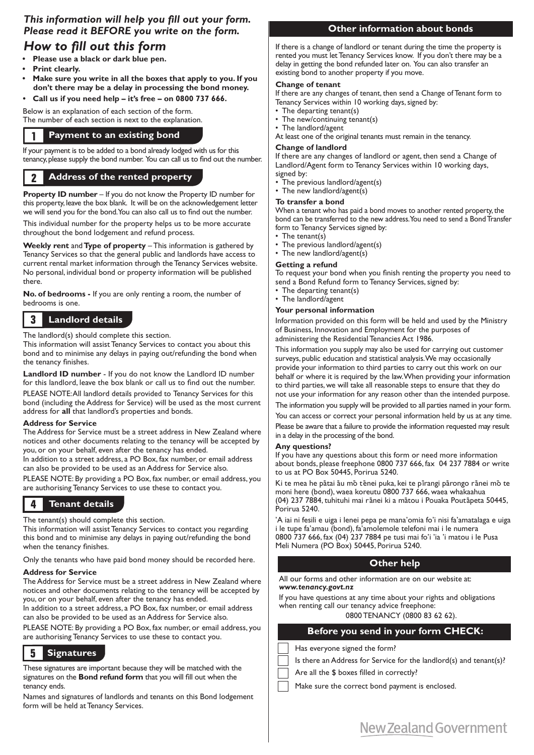*This information will help you fill out your form.*
*Please read it BEFORE you write on the form.*

# *How to fill out this form*

- **Please use a black or dark blue pen.**
- **Print clearly.**
- **Make sure you write in all the boxes that apply to you. If you don't there may be a delay in processing the bond money.**
- **Call us if you need help – it's free – on 0800 737 666.**

Below is an explanation of each section of the form.
The number of each section is next to the explanation.

## 1 Payment to an existing bond

If your payment is to be added to a bond already lodged with us for this tenancy, please supply the bond number. You can call us to find out the number.

## 2 Address of the rented property

**Property ID number** – If you do not know the Property ID number for this property, leave the box blank. It will be on the acknowledgement letter we will send you for the bond. You can also call us to find out the number.

This individual number for the property helps us to be more accurate throughout the bond lodgement and refund process.

**Weekly rent** and **Type of property** – This information is gathered by Tenancy Services so that the general public and landlords have access to current rental market information through the Tenancy Services website. No personal, individual bond or property information will be published there.

**No. of bedrooms -** If you are only renting a room, the number of bedrooms is one.

## 3 Landlord details

The landlord(s) should complete this section.
This information will assist Tenancy Services to contact you about this bond and to minimise any delays in paying out/refunding the bond when the tenancy finishes.

**Landlord ID number** - If you do not know the Landlord ID number for this landlord, leave the box blank or call us to find out the number.

PLEASE NOTE: All landlord details provided to Tenancy Services for this bond (including the Address for Service) will be used as the most current address for **all** that landlord's properties and bonds.

**Address for Service**
The Address for Service must be a street address in New Zealand where notices and other documents relating to the tenancy will be accepted by you, or on your behalf, even after the tenancy has ended.
In addition to a street address, a PO Box, fax number, or email address can also be provided to be used as an Address for Service also.

PLEASE NOTE: By providing a PO Box, fax number, or email address, you are authorising Tenancy Services to use these to contact you.

## 4 Tenant details

The tenant(s) should complete this section.
This information will assist Tenancy Services to contact you regarding this bond and to minimise any delays in paying out/refunding the bond when the tenancy finishes.

Only the tenants who have paid bond money should be recorded here.

**Address for Service**
The Address for Service must be a street address in New Zealand where notices and other documents relating to the tenancy will be accepted by you, or on your behalf, even after the tenancy has ended.
In addition to a street address, a PO Box, fax number, or email address can also be provided to be used as an Address for Service also.

PLEASE NOTE: By providing a PO Box, fax number, or email address, you are authorising Tenancy Services to use these to contact you.

## 5 Signatures

These signatures are important because they will be matched with the signatures on the **Bond refund form** that you will fill out when the tenancy ends.

Names and signatures of landlords and tenants on this Bond lodgement form will be held at Tenancy Services.

## Other information about bonds

If there is a change of landlord or tenant during the time the property is rented you must let Tenancy Services know. If you don't there may be a delay in getting the bond refunded later on. You can also transfer an existing bond to another property if you move.

**Change of tenant**
If there are any changes of tenant, then send a Change of Tenant form to Tenancy Services within 10 working days, signed by:

- The departing tenant(s)
- The new/continuing tenant(s)
- The landlord/agent

At least one of the original tenants must remain in the tenancy.

**Change of landlord**
If there are any changes of landlord or agent, then send a Change of Landlord/Agent form to Tenancy Services within 10 working days, signed by:

- The previous landlord/agent(s)
- The new landlord/agent(s)

**To transfer a bond**
When a tenant who has paid a bond moves to another rented property, the bond can be transferred to the new address. You need to send a Bond Transfer form to Tenancy Services signed by:

- The tenant(s)
- The previous landlord/agent(s)
- The new landlord/agent(s)

**Getting a refund**
To request your bond when you finish renting the property you need to send a Bond Refund form to Tenancy Services, signed by:

- The departing tenant(s)
- The landlord/agent

**Your personal information**

Information provided on this form will be held and used by the Ministry of Business, Innovation and Employment for the purposes of administering the Residential Tenancies Act 1986.

This information you supply may also be used for carrying out customer surveys, public education and statistical analysis. We may occasionally provide your information to third parties to carry out this work on our behalf or where it is required by the law. When providing your information to third parties, we will take all reasonable steps to ensure that they do not use your information for any reason other than the intended purpose.

The information you supply will be provided to all parties named in your form.

You can access or correct your personal information held by us at any time.

Please be aware that a failure to provide the information requested may result in a delay in the processing of the bond.

**Any questions?**
If you have any questions about this form or need more information about bonds, please freephone 0800 737 666, fax 04 237 7884 or write to us at PO Box 50445, Porirua 5240.

Ki te mea he pātai āu mō tēnei puka, kei te pīrangi pārongo rānei mō te moni here (bond), waea koreutu 0800 737 666, waea whakaahua (04) 237 7884, tuhituhi mai rānei ki a mātou i Pouaka Poutāpeta 50445, Porirua 5240.

'A iai ni fesili e uiga i lenei pepa pe mana'omia fo'i nisi fa'amatalaga e uiga i le tupe fa'amau (bond), fa'amolemole telefoni mai i le numera 0800 737 666, fax (04) 237 7884 pe tusi mai fo'i 'ia 'i matou i le Pusa Meli Numera (PO Box) 50445, Porirua 5240.

## Other help

All our forms and other information are on our website at: ***www.tenancy.govt.nz***

If you have questions at any time about your rights and obligations when renting call our tenancy advice freephone:
0800 TENANCY (0800 83 62 62).

## Before you send in your form CHECK:

- ☐ Has everyone signed the form?
- ☐ Is there an Address for Service for the landlord(s) and tenant(s)?
- ☐ Are all the $ boxes filled in correctly?
- ☐ Make sure the correct bond payment is enclosed.

New Zealand Government